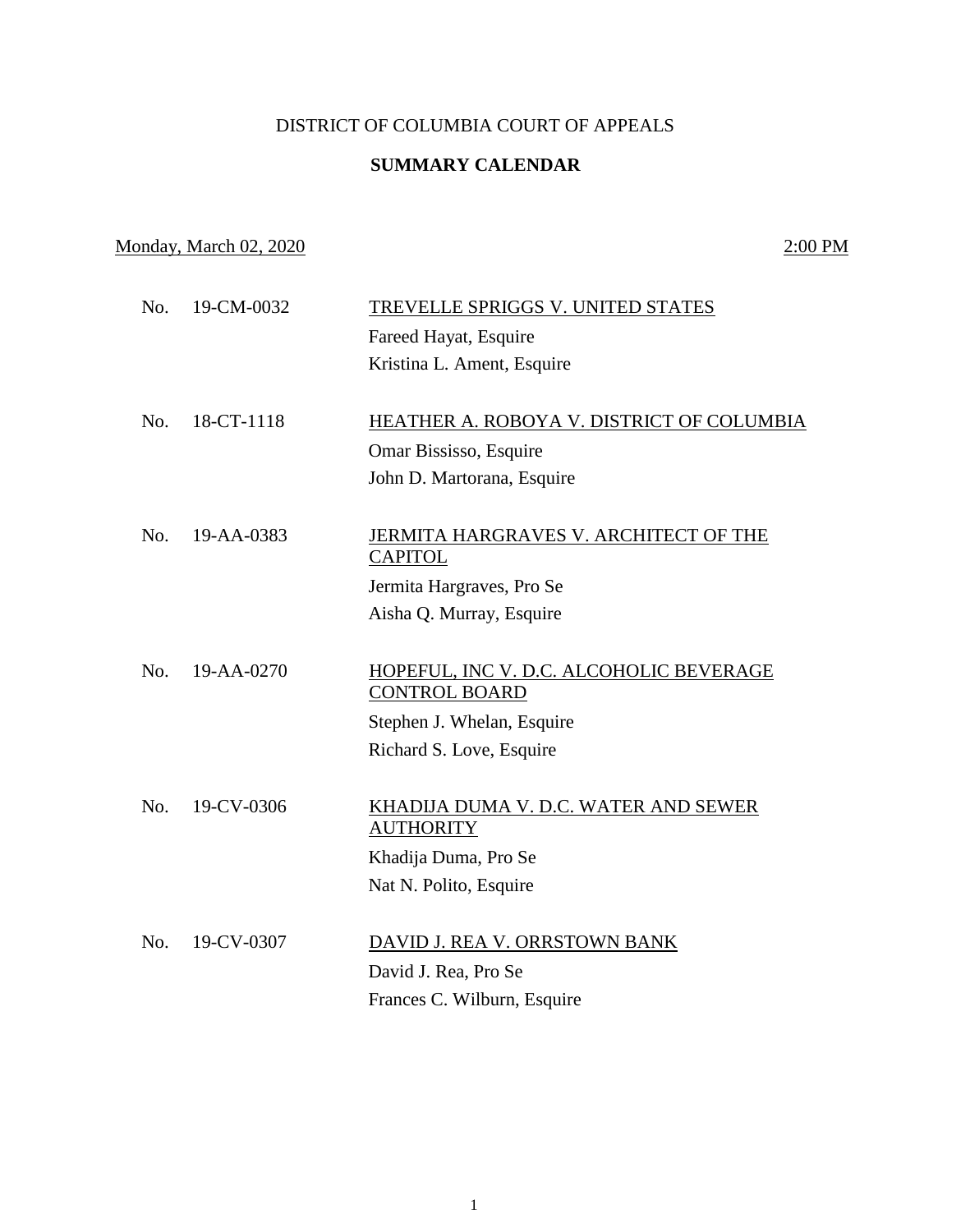DISTRICT OF COLUMBIA COURT OF APPEALS

**SUMMARY CALENDAR**

Monday, March 02, 2020 — 2:00 PM

| | | |
|---|---|---|
| No. | 19-CM-0032 | TREVELLE SPRIGGS V. UNITED STATES<br>Fareed Hayat, Esquire<br>Kristina L. Ament, Esquire |
| No. | 18-CT-1118 | HEATHER A. ROBOYA V. DISTRICT OF COLUMBIA<br>Omar Bississo, Esquire<br>John D. Martorana, Esquire |
| No. | 19-AA-0383 | JERMITA HARGRAVES V. ARCHITECT OF THE CAPITOL<br>Jermita Hargraves, Pro Se<br>Aisha Q. Murray, Esquire |
| No. | 19-AA-0270 | HOPEFUL, INC V. D.C. ALCOHOLIC BEVERAGE CONTROL BOARD<br>Stephen J. Whelan, Esquire<br>Richard S. Love, Esquire |
| No. | 19-CV-0306 | KHADIJA DUMA V. D.C. WATER AND SEWER AUTHORITY<br>Khadija Duma, Pro Se<br>Nat N. Polito, Esquire |
| No. | 19-CV-0307 | DAVID J. REA V. ORRSTOWN BANK<br>David J. Rea, Pro Se<br>Frances C. Wilburn, Esquire |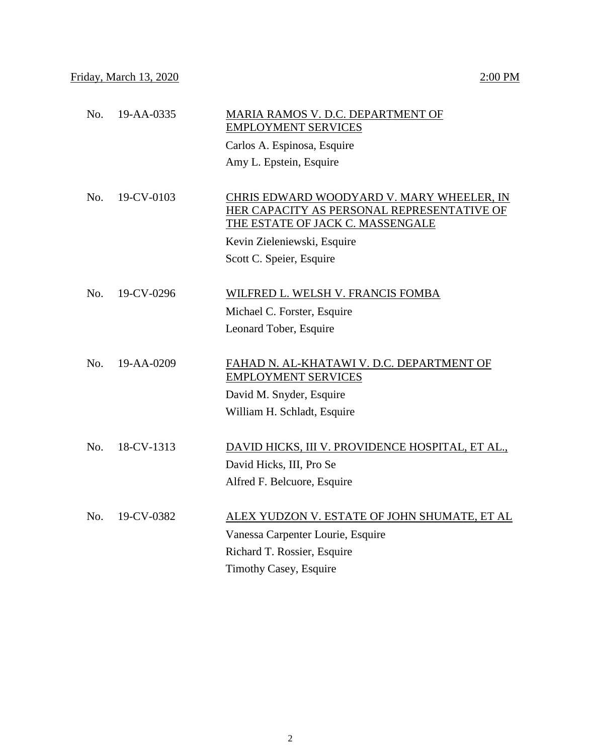Friday, March 13, 2020 2:00 PM

No. 19-AA-0335 MARIA RAMOS V. D.C. DEPARTMENT OF EMPLOYMENT SERVICES

Carlos A. Espinosa, Esquire
Amy L. Epstein, Esquire

No. 19-CV-0103 CHRIS EDWARD WOODYARD V. MARY WHEELER, IN HER CAPACITY AS PERSONAL REPRESENTATIVE OF THE ESTATE OF JACK C. MASSENGALE

Kevin Zieleniewski, Esquire
Scott C. Speier, Esquire

No. 19-CV-0296 WILFRED L. WELSH V. FRANCIS FOMBA

Michael C. Forster, Esquire
Leonard Tober, Esquire

No. 19-AA-0209 FAHAD N. AL-KHATAWI V. D.C. DEPARTMENT OF EMPLOYMENT SERVICES

David M. Snyder, Esquire
William H. Schladt, Esquire

No. 18-CV-1313 DAVID HICKS, III V. PROVIDENCE HOSPITAL, ET AL.,

David Hicks, III, Pro Se
Alfred F. Belcuore, Esquire

No. 19-CV-0382 ALEX YUDZON V. ESTATE OF JOHN SHUMATE, ET AL

Vanessa Carpenter Lourie, Esquire
Richard T. Rossier, Esquire
Timothy Casey, Esquire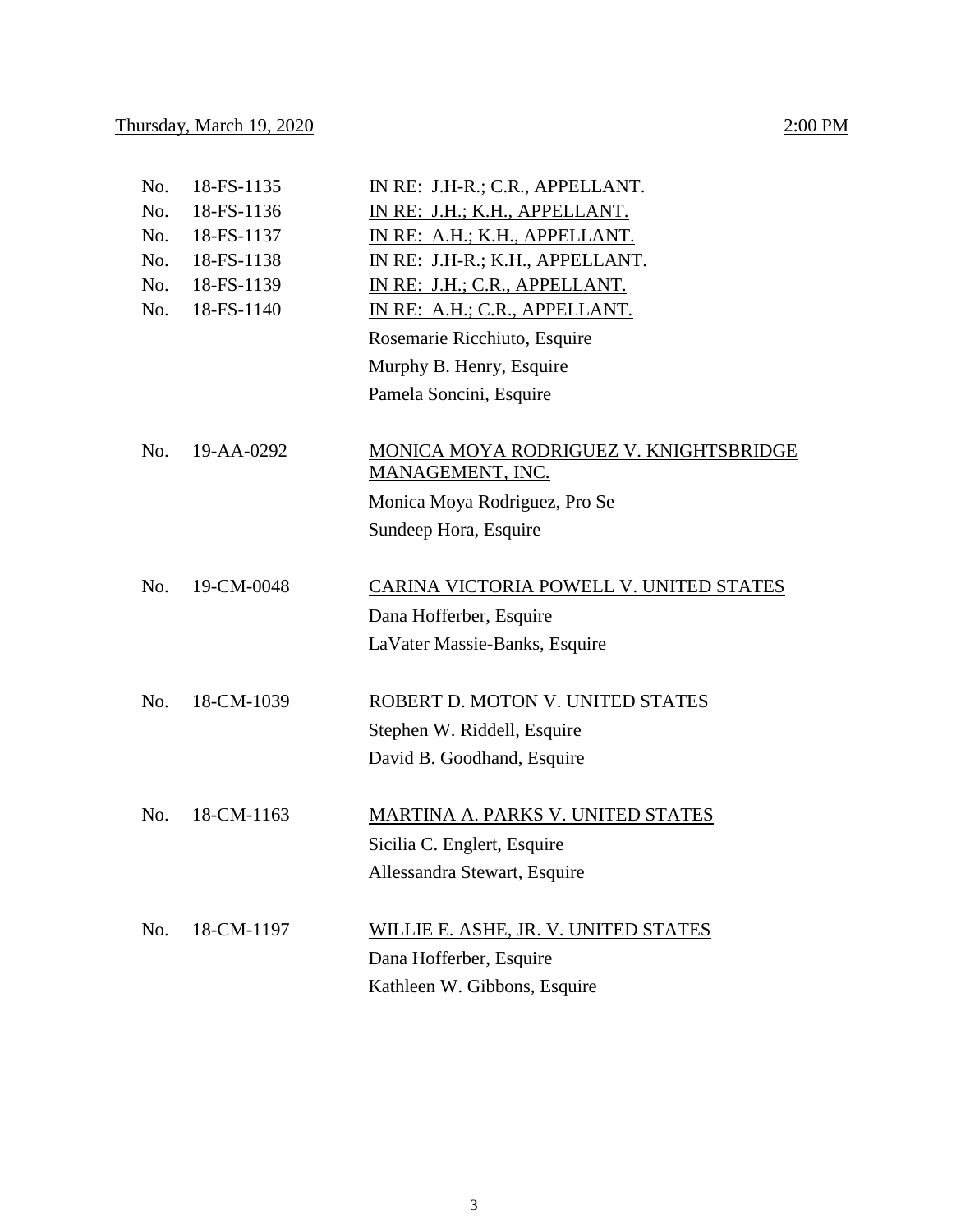<u>Thursday, March 19, 2020</u> <u>2:00 PM</u>

No. 18-FS-1135 <u>IN RE: J.H-R.; C.R., APPELLANT.</u>
No. 18-FS-1136 <u>IN RE: J.H.; K.H., APPELLANT.</u>
No. 18-FS-1137 <u>IN RE: A.H.; K.H., APPELLANT.</u>
No. 18-FS-1138 <u>IN RE: J.H-R.; K.H., APPELLANT.</u>
No. 18-FS-1139 <u>IN RE: J.H.; C.R., APPELLANT.</u>
No. 18-FS-1140 <u>IN RE: A.H.; C.R., APPELLANT.</u>

Rosemarie Ricchiuto, Esquire
Murphy B. Henry, Esquire
Pamela Soncini, Esquire

No. 19-AA-0292 <u>MONICA MOYA RODRIGUEZ V. KNIGHTSBRIDGE MANAGEMENT, INC.</u>

Monica Moya Rodriguez, Pro Se
Sundeep Hora, Esquire

No. 19-CM-0048 <u>CARINA VICTORIA POWELL V. UNITED STATES</u>

Dana Hofferber, Esquire
LaVater Massie-Banks, Esquire

No. 18-CM-1039 <u>ROBERT D. MOTON V. UNITED STATES</u>

Stephen W. Riddell, Esquire
David B. Goodhand, Esquire

No. 18-CM-1163 <u>MARTINA A. PARKS V. UNITED STATES</u>

Sicilia C. Englert, Esquire
Allessandra Stewart, Esquire

No. 18-CM-1197 <u>WILLIE E. ASHE, JR. V. UNITED STATES</u>

Dana Hofferber, Esquire
Kathleen W. Gibbons, Esquire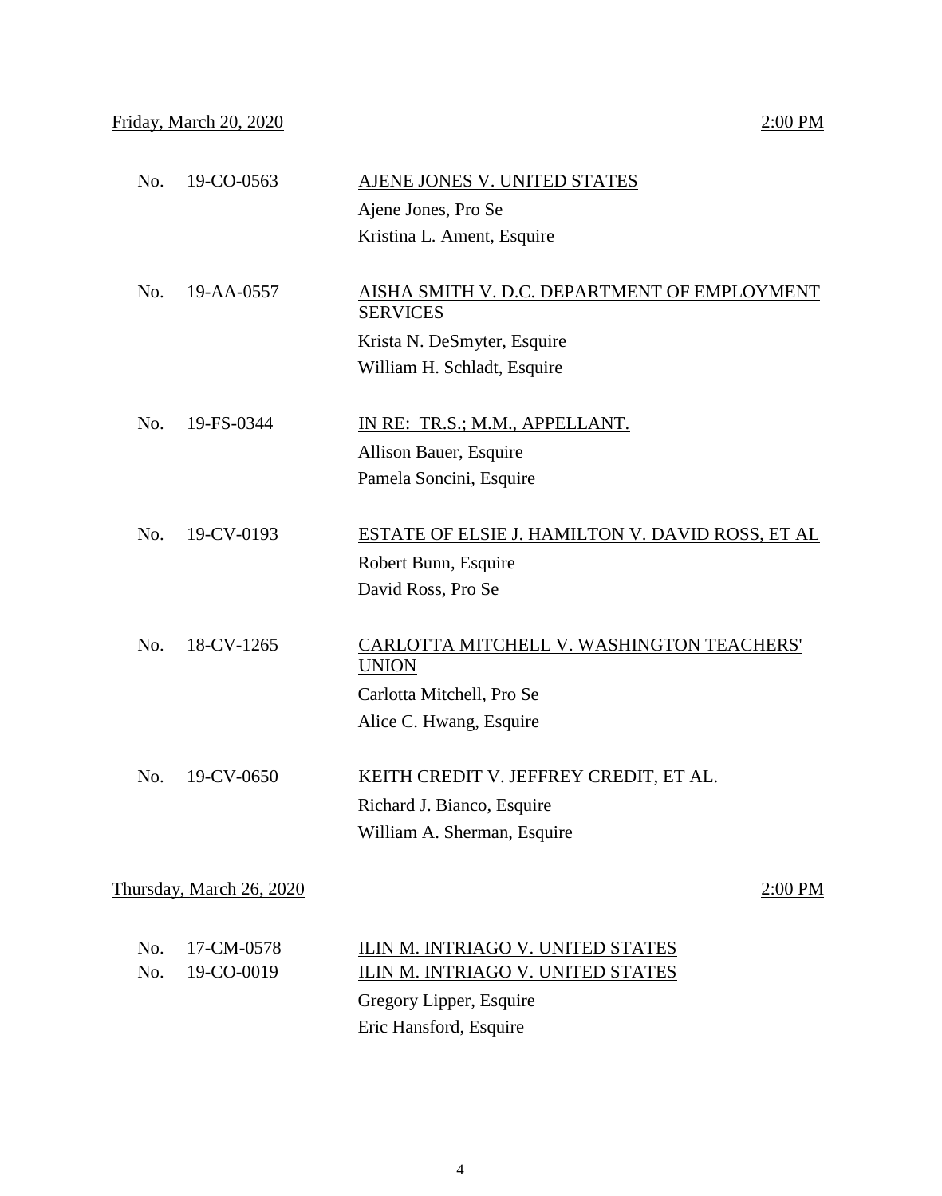Friday, March 20, 2020 — 2:00 PM

| | | |
|---|---|---|
| No. | 19-CO-0563 | AJENE JONES V. UNITED STATES<br>Ajene Jones, Pro Se<br>Kristina L. Ament, Esquire |
| No. | 19-AA-0557 | AISHA SMITH V. D.C. DEPARTMENT OF EMPLOYMENT SERVICES<br>Krista N. DeSmyter, Esquire<br>William H. Schladt, Esquire |
| No. | 19-FS-0344 | IN RE: TR.S.; M.M., APPELLANT.<br>Allison Bauer, Esquire<br>Pamela Soncini, Esquire |
| No. | 19-CV-0193 | ESTATE OF ELSIE J. HAMILTON V. DAVID ROSS, ET AL<br>Robert Bunn, Esquire<br>David Ross, Pro Se |
| No. | 18-CV-1265 | CARLOTTA MITCHELL V. WASHINGTON TEACHERS' UNION<br>Carlotta Mitchell, Pro Se<br>Alice C. Hwang, Esquire |
| No. | 19-CV-0650 | KEITH CREDIT V. JEFFREY CREDIT, ET AL.<br>Richard J. Bianco, Esquire<br>William A. Sherman, Esquire |

Thursday, March 26, 2020 — 2:00 PM

| | | |
|---|---|---|
| No. | 17-CM-0578 | ILIN M. INTRIAGO V. UNITED STATES |
| No. | 19-CO-0019 | ILIN M. INTRIAGO V. UNITED STATES<br>Gregory Lipper, Esquire<br>Eric Hansford, Esquire |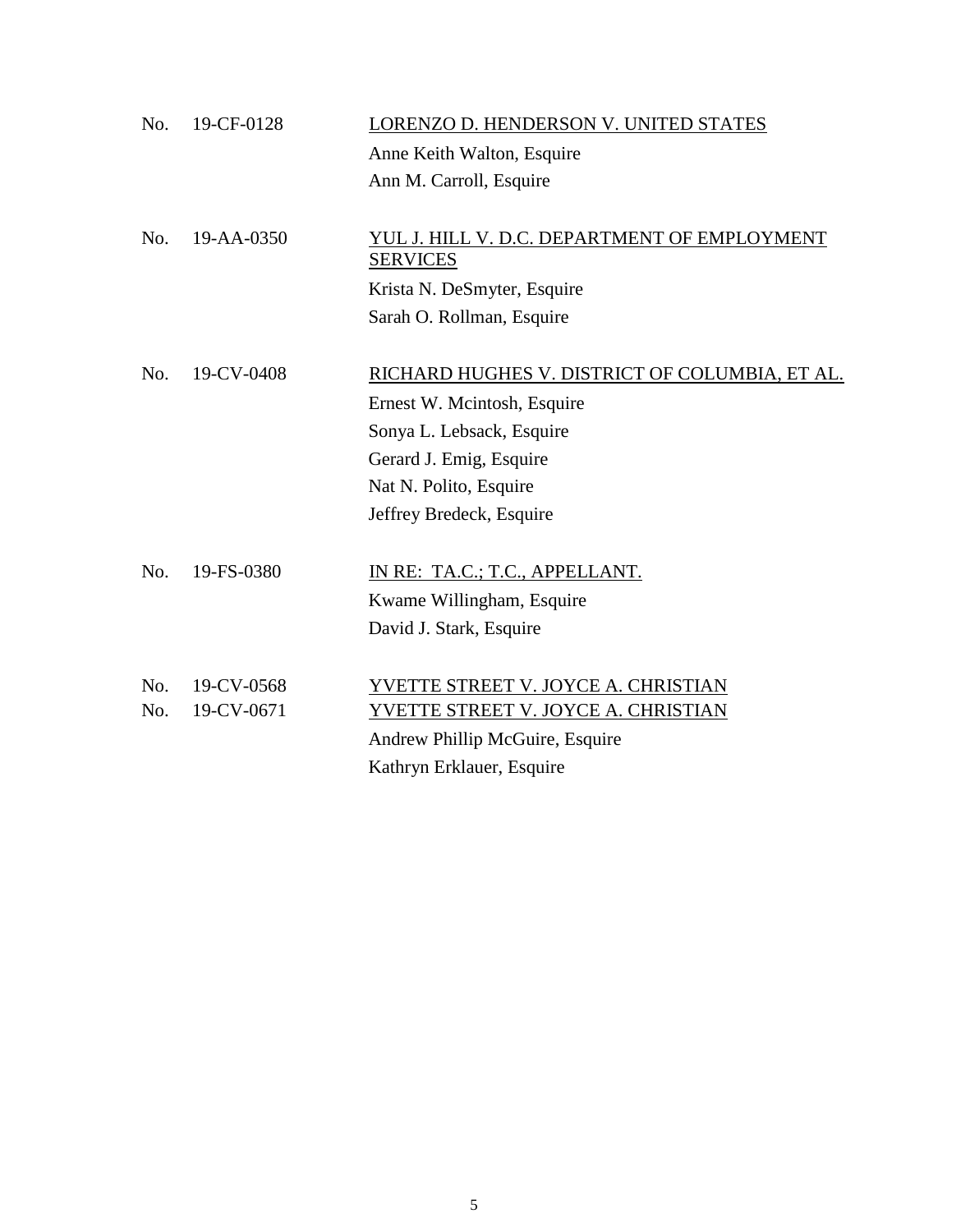No. 19-CF-0128 LORENZO D. HENDERSON V. UNITED STATES

Anne Keith Walton, Esquire
Ann M. Carroll, Esquire

No. 19-AA-0350 YUL J. HILL V. D.C. DEPARTMENT OF EMPLOYMENT SERVICES

Krista N. DeSmyter, Esquire
Sarah O. Rollman, Esquire

No. 19-CV-0408 RICHARD HUGHES V. DISTRICT OF COLUMBIA, ET AL.

Ernest W. Mcintosh, Esquire
Sonya L. Lebsack, Esquire
Gerard J. Emig, Esquire
Nat N. Polito, Esquire
Jeffrey Bredeck, Esquire

No. 19-FS-0380 IN RE: TA.C.; T.C., APPELLANT.

Kwame Willingham, Esquire
David J. Stark, Esquire

No. 19-CV-0568 YVETTE STREET V. JOYCE A. CHRISTIAN
No. 19-CV-0671 YVETTE STREET V. JOYCE A. CHRISTIAN

Andrew Phillip McGuire, Esquire
Kathryn Erklauer, Esquire